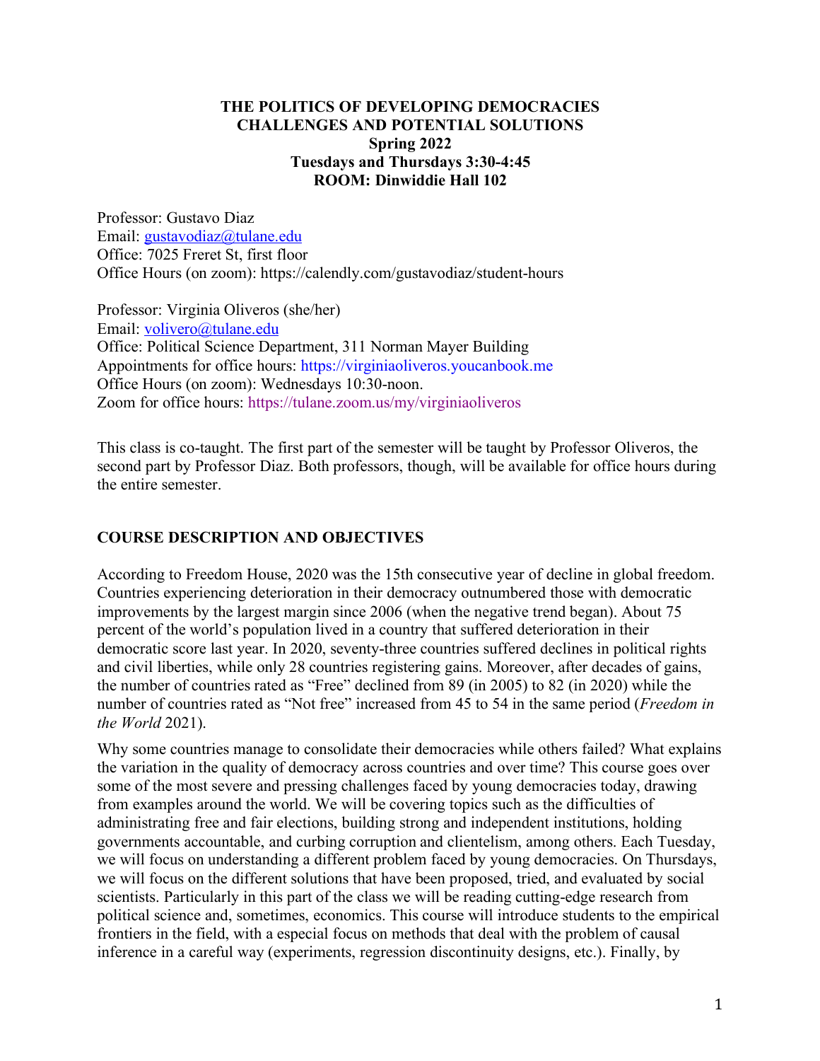**THE POLITICS OF DEVELOPING DEMOCRACIES**
**CHALLENGES AND POTENTIAL SOLUTIONS**
**Spring 2022**
**Tuesdays and Thursdays 3:30-4:45**
**ROOM: Dinwiddie Hall 102**

Professor: Gustavo Diaz
Email: gustavodiaz@tulane.edu
Office: 7025 Freret St, first floor
Office Hours (on zoom): https://calendly.com/gustavodiaz/student-hours

Professor: Virginia Oliveros (she/her)
Email: volivero@tulane.edu
Office: Political Science Department, 311 Norman Mayer Building
Appointments for office hours: https://virginiaoliveros.youcanbook.me
Office Hours (on zoom): Wednesdays 10:30-noon.
Zoom for office hours: https://tulane.zoom.us/my/virginiaoliveros

This class is co-taught. The first part of the semester will be taught by Professor Oliveros, the second part by Professor Diaz. Both professors, though, will be available for office hours during the entire semester.

## COURSE DESCRIPTION AND OBJECTIVES

According to Freedom House, 2020 was the 15th consecutive year of decline in global freedom. Countries experiencing deterioration in their democracy outnumbered those with democratic improvements by the largest margin since 2006 (when the negative trend began). About 75 percent of the world's population lived in a country that suffered deterioration in their democratic score last year. In 2020, seventy-three countries suffered declines in political rights and civil liberties, while only 28 countries registering gains. Moreover, after decades of gains, the number of countries rated as "Free" declined from 89 (in 2005) to 82 (in 2020) while the number of countries rated as "Not free" increased from 45 to 54 in the same period (*Freedom in the World* 2021).

Why some countries manage to consolidate their democracies while others failed? What explains the variation in the quality of democracy across countries and over time? This course goes over some of the most severe and pressing challenges faced by young democracies today, drawing from examples around the world. We will be covering topics such as the difficulties of administrating free and fair elections, building strong and independent institutions, holding governments accountable, and curbing corruption and clientelism, among others. Each Tuesday, we will focus on understanding a different problem faced by young democracies. On Thursdays, we will focus on the different solutions that have been proposed, tried, and evaluated by social scientists. Particularly in this part of the class we will be reading cutting-edge research from political science and, sometimes, economics. This course will introduce students to the empirical frontiers in the field, with a especial focus on methods that deal with the problem of causal inference in a careful way (experiments, regression discontinuity designs, etc.). Finally, by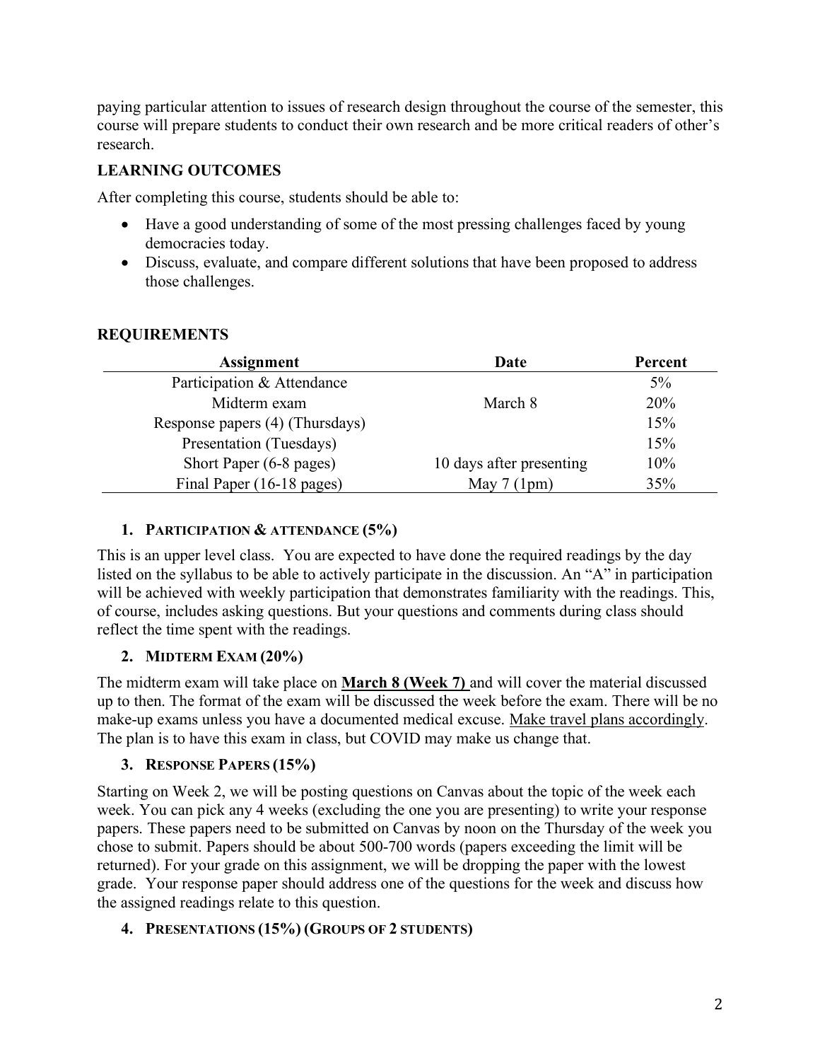paying particular attention to issues of research design throughout the course of the semester, this course will prepare students to conduct their own research and be more critical readers of other's research.

## LEARNING OUTCOMES

After completing this course, students should be able to:

- Have a good understanding of some of the most pressing challenges faced by young democracies today.
- Discuss, evaluate, and compare different solutions that have been proposed to address those challenges.

## REQUIREMENTS

| Assignment | Date | Percent |
|---|---|---|
| Participation & Attendance | | 5% |
| Midterm exam | March 8 | 20% |
| Response papers (4) (Thursdays) | | 15% |
| Presentation (Tuesdays) | | 15% |
| Short Paper (6-8 pages) | 10 days after presenting | 10% |
| Final Paper (16-18 pages) | May 7 (1pm) | 35% |

### 1. PARTICIPATION & ATTENDANCE (5%)

This is an upper level class. You are expected to have done the required readings by the day listed on the syllabus to be able to actively participate in the discussion. An "A" in participation will be achieved with weekly participation that demonstrates familiarity with the readings. This, of course, includes asking questions. But your questions and comments during class should reflect the time spent with the readings.

### 2. MIDTERM EXAM (20%)

The midterm exam will take place on **March 8 (Week 7)** and will cover the material discussed up to then. The format of the exam will be discussed the week before the exam. There will be no make-up exams unless you have a documented medical excuse. Make travel plans accordingly. The plan is to have this exam in class, but COVID may make us change that.

### 3. RESPONSE PAPERS (15%)

Starting on Week 2, we will be posting questions on Canvas about the topic of the week each week. You can pick any 4 weeks (excluding the one you are presenting) to write your response papers. These papers need to be submitted on Canvas by noon on the Thursday of the week you chose to submit. Papers should be about 500-700 words (papers exceeding the limit will be returned). For your grade on this assignment, we will be dropping the paper with the lowest grade. Your response paper should address one of the questions for the week and discuss how the assigned readings relate to this question.

### 4. PRESENTATIONS (15%) (GROUPS OF 2 STUDENTS)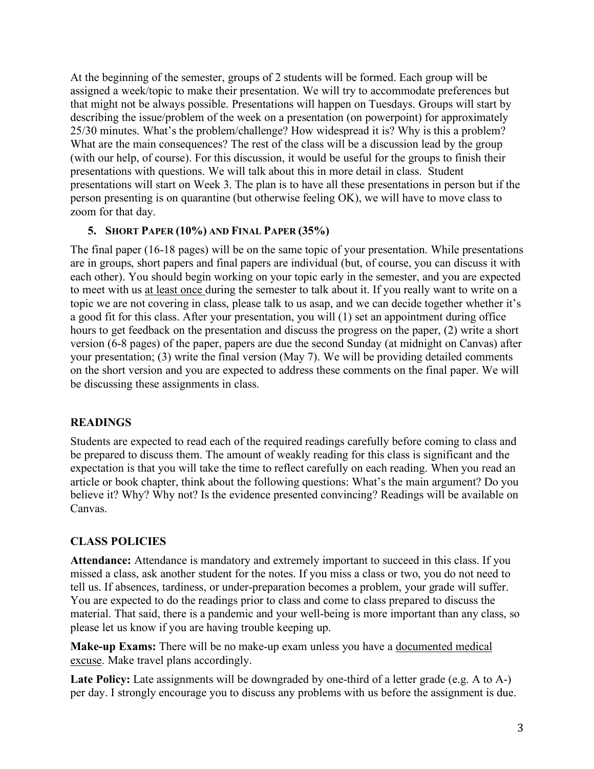At the beginning of the semester, groups of 2 students will be formed. Each group will be assigned a week/topic to make their presentation. We will try to accommodate preferences but that might not be always possible. Presentations will happen on Tuesdays. Groups will start by describing the issue/problem of the week on a presentation (on powerpoint) for approximately 25/30 minutes. What's the problem/challenge? How widespread it is? Why is this a problem? What are the main consequences? The rest of the class will be a discussion lead by the group (with our help, of course). For this discussion, it would be useful for the groups to finish their presentations with questions. We will talk about this in more detail in class. Student presentations will start on Week 3. The plan is to have all these presentations in person but if the person presenting is on quarantine (but otherwise feeling OK), we will have to move class to zoom for that day.

### 5. SHORT PAPER (10%) AND FINAL PAPER (35%)

The final paper (16-18 pages) will be on the same topic of your presentation. While presentations are in groups, short papers and final papers are individual (but, of course, you can discuss it with each other). You should begin working on your topic early in the semester, and you are expected to meet with us <u>at least once</u> during the semester to talk about it. If you really want to write on a topic we are not covering in class, please talk to us asap, and we can decide together whether it's a good fit for this class. After your presentation, you will (1) set an appointment during office hours to get feedback on the presentation and discuss the progress on the paper, (2) write a short version (6-8 pages) of the paper, papers are due the second Sunday (at midnight on Canvas) after your presentation; (3) write the final version (May 7). We will be providing detailed comments on the short version and you are expected to address these comments on the final paper. We will be discussing these assignments in class.

## READINGS

Students are expected to read each of the required readings carefully before coming to class and be prepared to discuss them. The amount of weakly reading for this class is significant and the expectation is that you will take the time to reflect carefully on each reading. When you read an article or book chapter, think about the following questions: What's the main argument? Do you believe it? Why? Why not? Is the evidence presented convincing? Readings will be available on Canvas.

## CLASS POLICIES

**Attendance:** Attendance is mandatory and extremely important to succeed in this class. If you missed a class, ask another student for the notes. If you miss a class or two, you do not need to tell us. If absences, tardiness, or under-preparation becomes a problem, your grade will suffer. You are expected to do the readings prior to class and come to class prepared to discuss the material. That said, there is a pandemic and your well-being is more important than any class, so please let us know if you are having trouble keeping up.

**Make-up Exams:** There will be no make-up exam unless you have a <u>documented medical excuse</u>. Make travel plans accordingly.

**Late Policy:** Late assignments will be downgraded by one-third of a letter grade (e.g. A to A-) per day. I strongly encourage you to discuss any problems with us before the assignment is due.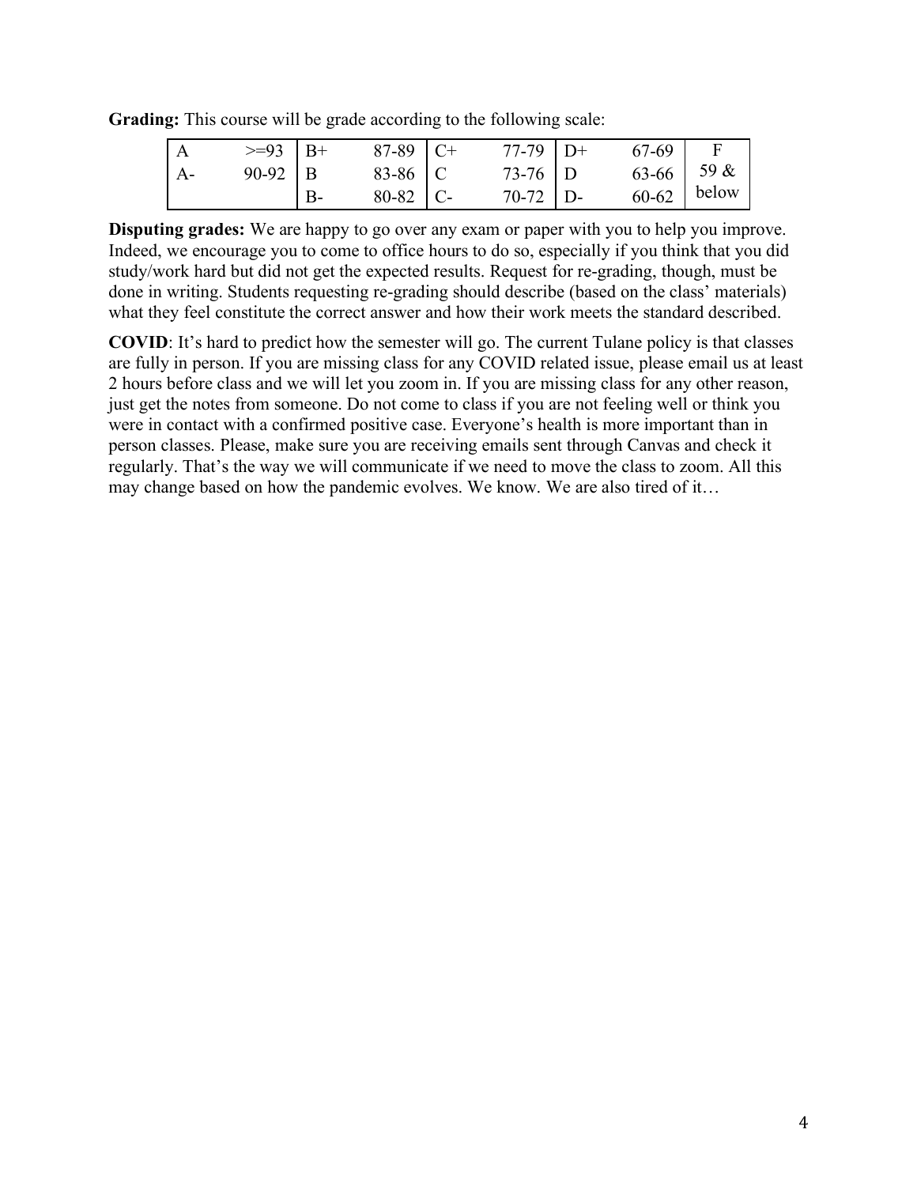**Grading:** This course will be grade according to the following scale:

| | | | | | | | | |
|---|---|---|---|---|---|---|---|---|
| A | >=93 | B+ | 87-89 | C+ | 77-79 | D+ | 67-69 | F |
| A- | 90-92 | B | 83-86 | C | 73-76 | D | 63-66 | 59 & below |
| | | B- | 80-82 | C- | 70-72 | D- | 60-62 | |

**Disputing grades:** We are happy to go over any exam or paper with you to help you improve. Indeed, we encourage you to come to office hours to do so, especially if you think that you did study/work hard but did not get the expected results. Request for re-grading, though, must be done in writing. Students requesting re-grading should describe (based on the class' materials) what they feel constitute the correct answer and how their work meets the standard described.

**COVID**: It's hard to predict how the semester will go. The current Tulane policy is that classes are fully in person. If you are missing class for any COVID related issue, please email us at least 2 hours before class and we will let you zoom in. If you are missing class for any other reason, just get the notes from someone. Do not come to class if you are not feeling well or think you were in contact with a confirmed positive case. Everyone's health is more important than in person classes. Please, make sure you are receiving emails sent through Canvas and check it regularly. That's the way we will communicate if we need to move the class to zoom. All this may change based on how the pandemic evolves. We know. We are also tired of it…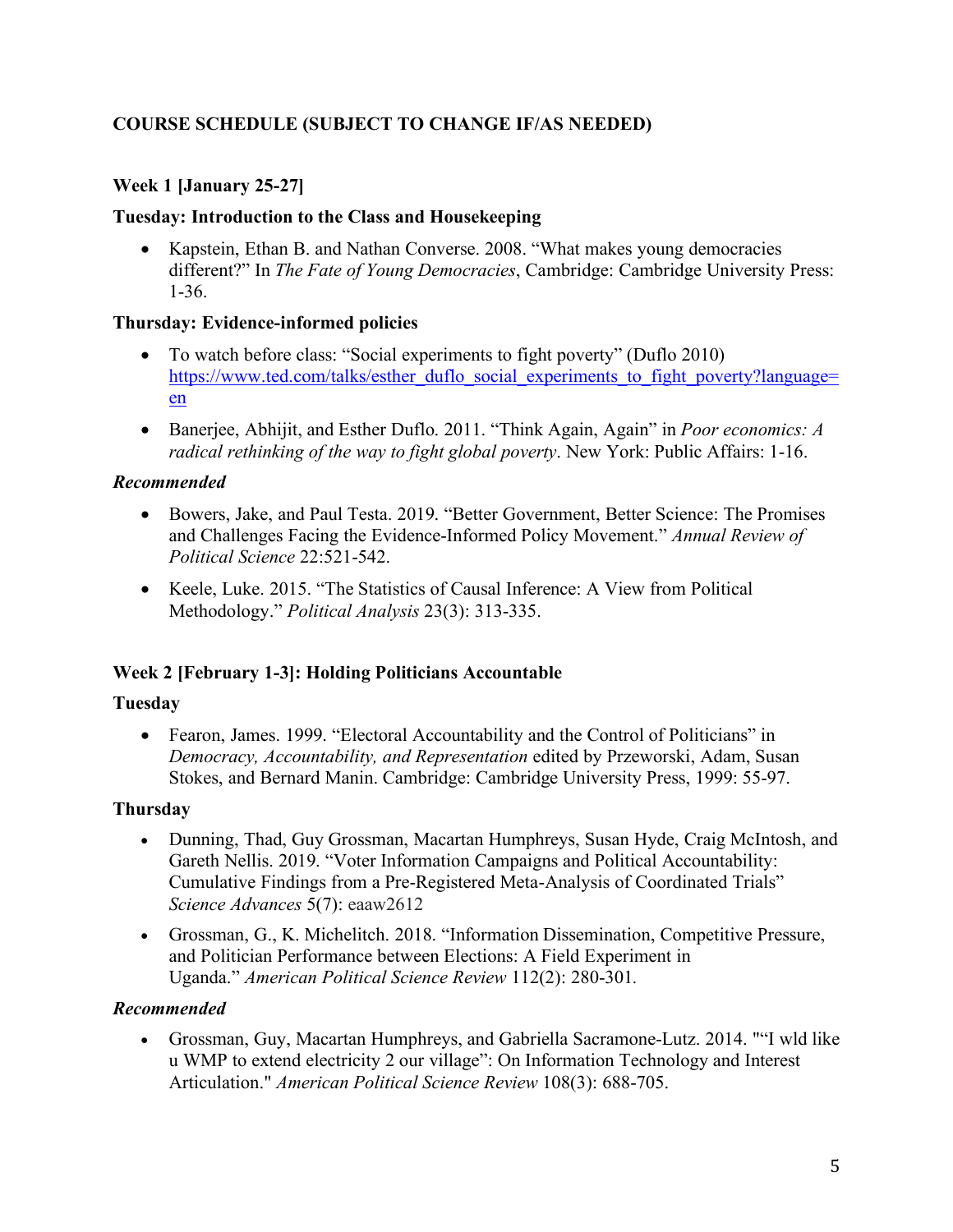## COURSE SCHEDULE (SUBJECT TO CHANGE IF/AS NEEDED)

### Week 1 [January 25-27]

**Tuesday: Introduction to the Class and Housekeeping**

- Kapstein, Ethan B. and Nathan Converse. 2008. "What makes young democracies different?" In *The Fate of Young Democracies*, Cambridge: Cambridge University Press: 1-36.

**Thursday: Evidence-informed policies**

- To watch before class: "Social experiments to fight poverty" (Duflo 2010) https://www.ted.com/talks/esther_duflo_social_experiments_to_fight_poverty?language=en
- Banerjee, Abhijit, and Esther Duflo. 2011. "Think Again, Again" in *Poor economics: A radical rethinking of the way to fight global poverty*. New York: Public Affairs: 1-16.

***Recommended***

- Bowers, Jake, and Paul Testa. 2019. "Better Government, Better Science: The Promises and Challenges Facing the Evidence-Informed Policy Movement." *Annual Review of Political Science* 22:521-542.
- Keele, Luke. 2015. "The Statistics of Causal Inference: A View from Political Methodology." *Political Analysis* 23(3): 313-335.

### Week 2 [February 1-3]: Holding Politicians Accountable

**Tuesday**

- Fearon, James. 1999. "Electoral Accountability and the Control of Politicians" in *Democracy, Accountability, and Representation* edited by Przeworski, Adam, Susan Stokes, and Bernard Manin. Cambridge: Cambridge University Press, 1999: 55-97.

**Thursday**

- Dunning, Thad, Guy Grossman, Macartan Humphreys, Susan Hyde, Craig McIntosh, and Gareth Nellis. 2019. "Voter Information Campaigns and Political Accountability: Cumulative Findings from a Pre-Registered Meta-Analysis of Coordinated Trials" *Science Advances* 5(7): eaaw2612
- Grossman, G., K. Michelitch. 2018. "Information Dissemination, Competitive Pressure, and Politician Performance between Elections: A Field Experiment in Uganda." *American Political Science Review* 112(2): 280-301.

***Recommended***

- Grossman, Guy, Macartan Humphreys, and Gabriella Sacramone-Lutz. 2014. ""I wld like u WMP to extend electricity 2 our village": On Information Technology and Interest Articulation." *American Political Science Review* 108(3): 688-705.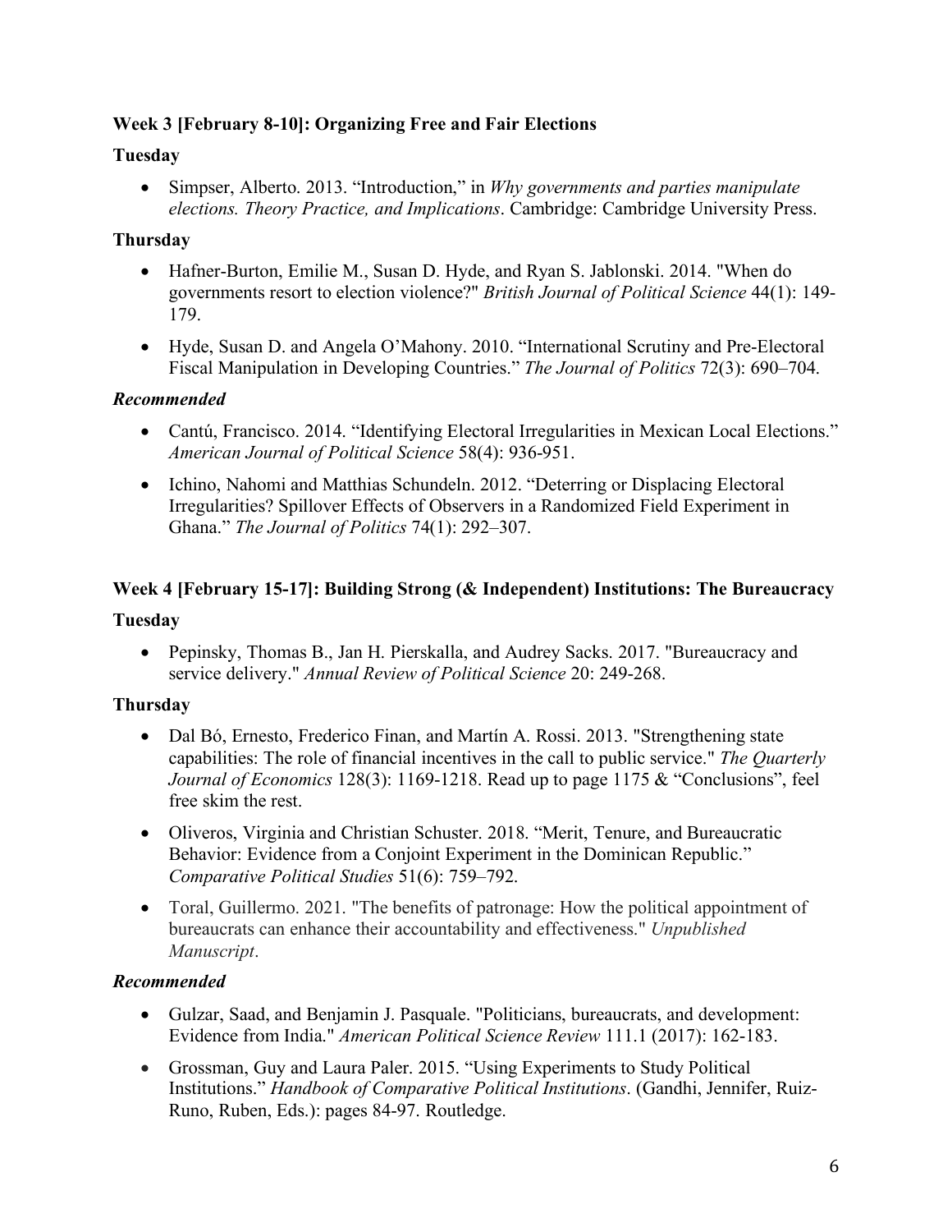**Week 3 [February 8-10]: Organizing Free and Fair Elections**

**Tuesday**

- Simpser, Alberto. 2013. "Introduction," in *Why governments and parties manipulate elections. Theory Practice, and Implications*. Cambridge: Cambridge University Press.

**Thursday**

- Hafner-Burton, Emilie M., Susan D. Hyde, and Ryan S. Jablonski. 2014. "When do governments resort to election violence?" *British Journal of Political Science* 44(1): 149-179.
- Hyde, Susan D. and Angela O'Mahony. 2010. "International Scrutiny and Pre-Electoral Fiscal Manipulation in Developing Countries." *The Journal of Politics* 72(3): 690–704.

***Recommended***

- Cantú, Francisco. 2014. "Identifying Electoral Irregularities in Mexican Local Elections." *American Journal of Political Science* 58(4): 936-951.
- Ichino, Nahomi and Matthias Schundeln. 2012. "Deterring or Displacing Electoral Irregularities? Spillover Effects of Observers in a Randomized Field Experiment in Ghana." *The Journal of Politics* 74(1): 292–307.

**Week 4 [February 15-17]: Building Strong (& Independent) Institutions: The Bureaucracy**

**Tuesday**

- Pepinsky, Thomas B., Jan H. Pierskalla, and Audrey Sacks. 2017. "Bureaucracy and service delivery." *Annual Review of Political Science* 20: 249-268.

**Thursday**

- Dal Bó, Ernesto, Frederico Finan, and Martín A. Rossi. 2013. "Strengthening state capabilities: The role of financial incentives in the call to public service." *The Quarterly Journal of Economics* 128(3): 1169-1218. Read up to page 1175 & "Conclusions", feel free skim the rest.
- Oliveros, Virginia and Christian Schuster. 2018. "Merit, Tenure, and Bureaucratic Behavior: Evidence from a Conjoint Experiment in the Dominican Republic." *Comparative Political Studies* 51(6): 759–792.
- Toral, Guillermo. 2021. "The benefits of patronage: How the political appointment of bureaucrats can enhance their accountability and effectiveness." *Unpublished Manuscript*.

***Recommended***

- Gulzar, Saad, and Benjamin J. Pasquale. "Politicians, bureaucrats, and development: Evidence from India." *American Political Science Review* 111.1 (2017): 162-183.
- Grossman, Guy and Laura Paler. 2015. "Using Experiments to Study Political Institutions." *Handbook of Comparative Political Institutions*. (Gandhi, Jennifer, Ruiz-Runo, Ruben, Eds.): pages 84-97. Routledge.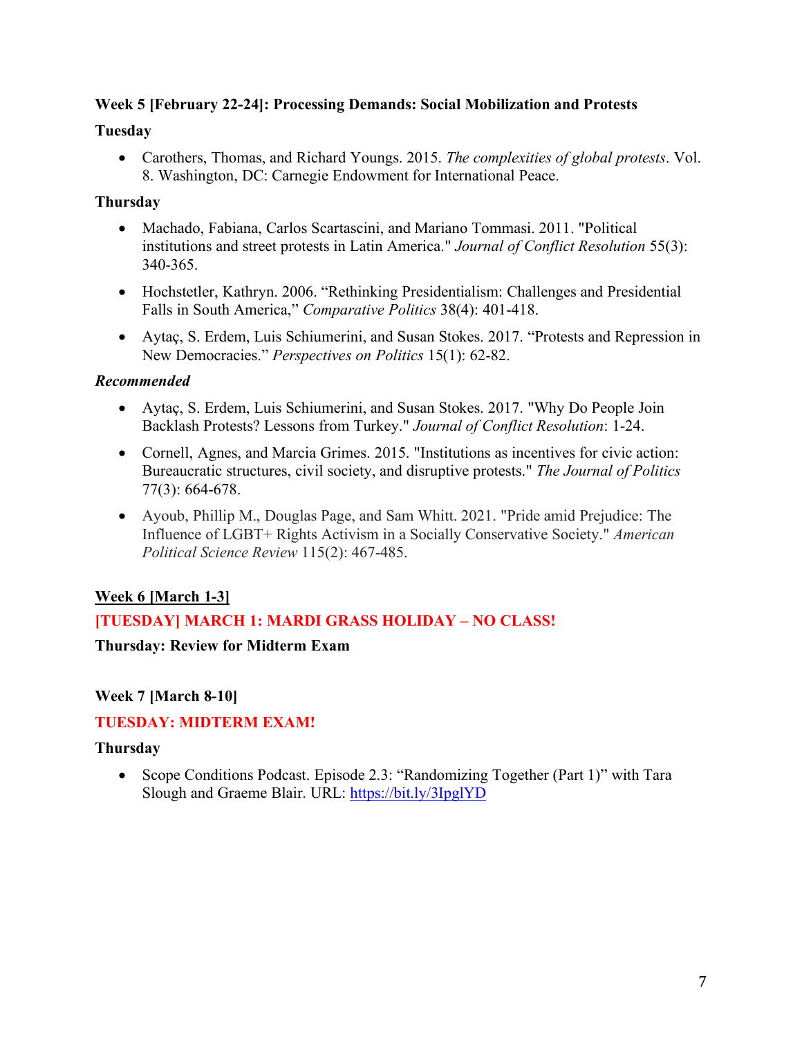**Week 5 [February 22-24]: Processing Demands: Social Mobilization and Protests**

**Tuesday**

- Carothers, Thomas, and Richard Youngs. 2015. *The complexities of global protests*. Vol. 8. Washington, DC: Carnegie Endowment for International Peace.

**Thursday**

- Machado, Fabiana, Carlos Scartascini, and Mariano Tommasi. 2011. "Political institutions and street protests in Latin America." *Journal of Conflict Resolution* 55(3): 340-365.
- Hochstetler, Kathryn. 2006. "Rethinking Presidentialism: Challenges and Presidential Falls in South America," *Comparative Politics* 38(4): 401-418.
- Aytaç, S. Erdem, Luis Schiumerini, and Susan Stokes. 2017. "Protests and Repression in New Democracies." *Perspectives on Politics* 15(1): 62-82.

***Recommended***

- Aytaç, S. Erdem, Luis Schiumerini, and Susan Stokes. 2017. "Why Do People Join Backlash Protests? Lessons from Turkey." *Journal of Conflict Resolution*: 1-24.
- Cornell, Agnes, and Marcia Grimes. 2015. "Institutions as incentives for civic action: Bureaucratic structures, civil society, and disruptive protests." *The Journal of Politics* 77(3): 664-678.
- Ayoub, Phillip M., Douglas Page, and Sam Whitt. 2021. "Pride amid Prejudice: The Influence of LGBT+ Rights Activism in a Socially Conservative Society." *American Political Science Review* 115(2): 467-485.

**Week 6 [March 1-3]**

**[TUESDAY] MARCH 1: MARDI GRASS HOLIDAY – NO CLASS!**

**Thursday: Review for Midterm Exam**

**Week 7 [March 8-10]**

**TUESDAY: MIDTERM EXAM!**

**Thursday**

- Scope Conditions Podcast. Episode 2.3: "Randomizing Together (Part 1)" with Tara Slough and Graeme Blair. URL: https://bit.ly/3IpglYD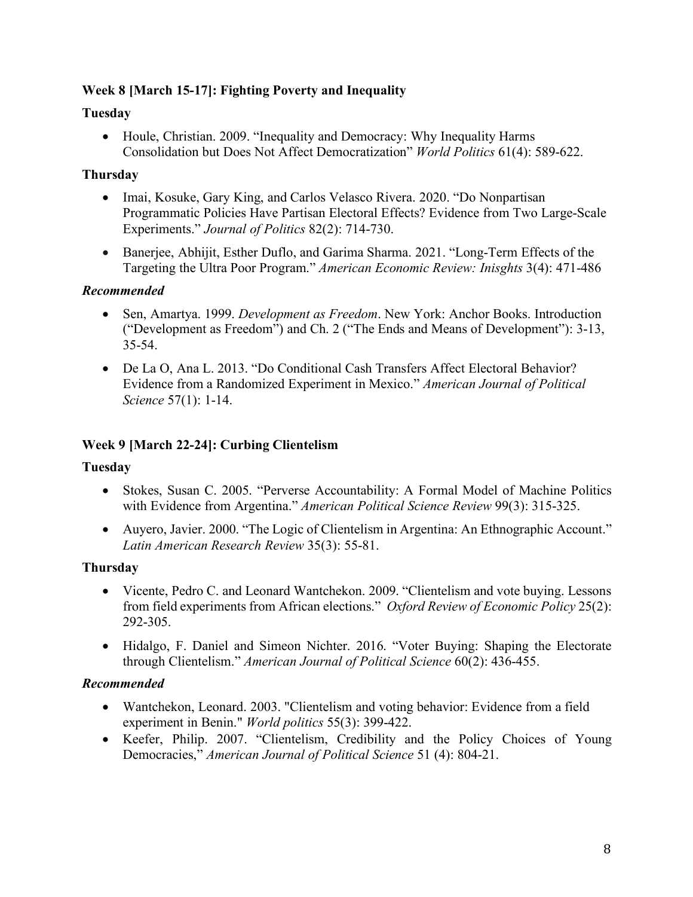**Week 8 [March 15-17]: Fighting Poverty and Inequality**

**Tuesday**

- Houle, Christian. 2009. "Inequality and Democracy: Why Inequality Harms Consolidation but Does Not Affect Democratization" *World Politics* 61(4): 589-622.

**Thursday**

- Imai, Kosuke, Gary King, and Carlos Velasco Rivera. 2020. "Do Nonpartisan Programmatic Policies Have Partisan Electoral Effects? Evidence from Two Large-Scale Experiments." *Journal of Politics* 82(2): 714-730.
- Banerjee, Abhijit, Esther Duflo, and Garima Sharma. 2021. "Long-Term Effects of the Targeting the Ultra Poor Program." *American Economic Review: Inisghts* 3(4): 471-486

***Recommended***

- Sen, Amartya. 1999. *Development as Freedom*. New York: Anchor Books. Introduction ("Development as Freedom") and Ch. 2 ("The Ends and Means of Development"): 3-13, 35-54.
- De La O, Ana L. 2013. "Do Conditional Cash Transfers Affect Electoral Behavior? Evidence from a Randomized Experiment in Mexico." *American Journal of Political Science* 57(1): 1-14.

**Week 9 [March 22-24]: Curbing Clientelism**

**Tuesday**

- Stokes, Susan C. 2005. "Perverse Accountability: A Formal Model of Machine Politics with Evidence from Argentina." *American Political Science Review* 99(3): 315-325.
- Auyero, Javier. 2000. "The Logic of Clientelism in Argentina: An Ethnographic Account." *Latin American Research Review* 35(3): 55-81.

**Thursday**

- Vicente, Pedro C. and Leonard Wantchekon. 2009. "Clientelism and vote buying. Lessons from field experiments from African elections." *Oxford Review of Economic Policy* 25(2): 292-305.
- Hidalgo, F. Daniel and Simeon Nichter. 2016. "Voter Buying: Shaping the Electorate through Clientelism." *American Journal of Political Science* 60(2): 436-455.

***Recommended***

- Wantchekon, Leonard. 2003. "Clientelism and voting behavior: Evidence from a field experiment in Benin." *World politics* 55(3): 399-422.
- Keefer, Philip. 2007. "Clientelism, Credibility and the Policy Choices of Young Democracies," *American Journal of Political Science* 51 (4): 804-21.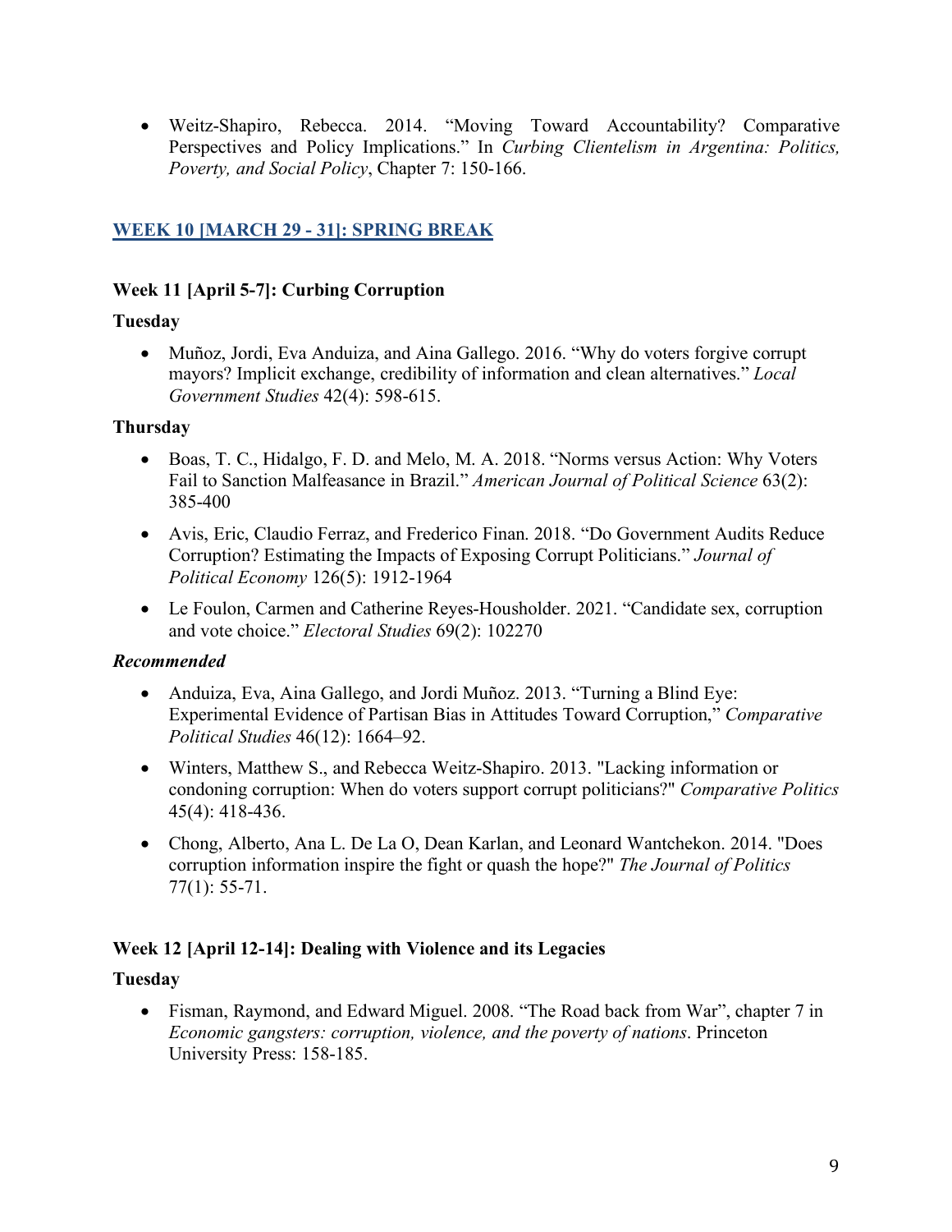- Weitz-Shapiro, Rebecca. 2014. "Moving Toward Accountability? Comparative Perspectives and Policy Implications." In *Curbing Clientelism in Argentina: Politics, Poverty, and Social Policy*, Chapter 7: 150-166.

### WEEK 10 [MARCH 29 - 31]: SPRING BREAK

### Week 11 [April 5-7]: Curbing Corruption

**Tuesday**

- Muñoz, Jordi, Eva Anduiza, and Aina Gallego. 2016. "Why do voters forgive corrupt mayors? Implicit exchange, credibility of information and clean alternatives." *Local Government Studies* 42(4): 598-615.

**Thursday**

- Boas, T. C., Hidalgo, F. D. and Melo, M. A. 2018. "Norms versus Action: Why Voters Fail to Sanction Malfeasance in Brazil." *American Journal of Political Science* 63(2): 385-400
- Avis, Eric, Claudio Ferraz, and Frederico Finan. 2018. "Do Government Audits Reduce Corruption? Estimating the Impacts of Exposing Corrupt Politicians." *Journal of Political Economy* 126(5): 1912-1964
- Le Foulon, Carmen and Catherine Reyes-Housholder. 2021. "Candidate sex, corruption and vote choice." *Electoral Studies* 69(2): 102270

***Recommended***

- Anduiza, Eva, Aina Gallego, and Jordi Muñoz. 2013. "Turning a Blind Eye: Experimental Evidence of Partisan Bias in Attitudes Toward Corruption," *Comparative Political Studies* 46(12): 1664–92.
- Winters, Matthew S., and Rebecca Weitz-Shapiro. 2013. "Lacking information or condoning corruption: When do voters support corrupt politicians?" *Comparative Politics* 45(4): 418-436.
- Chong, Alberto, Ana L. De La O, Dean Karlan, and Leonard Wantchekon. 2014. "Does corruption information inspire the fight or quash the hope?" *The Journal of Politics* 77(1): 55-71.

### Week 12 [April 12-14]: Dealing with Violence and its Legacies

**Tuesday**

- Fisman, Raymond, and Edward Miguel. 2008. "The Road back from War", chapter 7 in *Economic gangsters: corruption, violence, and the poverty of nations*. Princeton University Press: 158-185.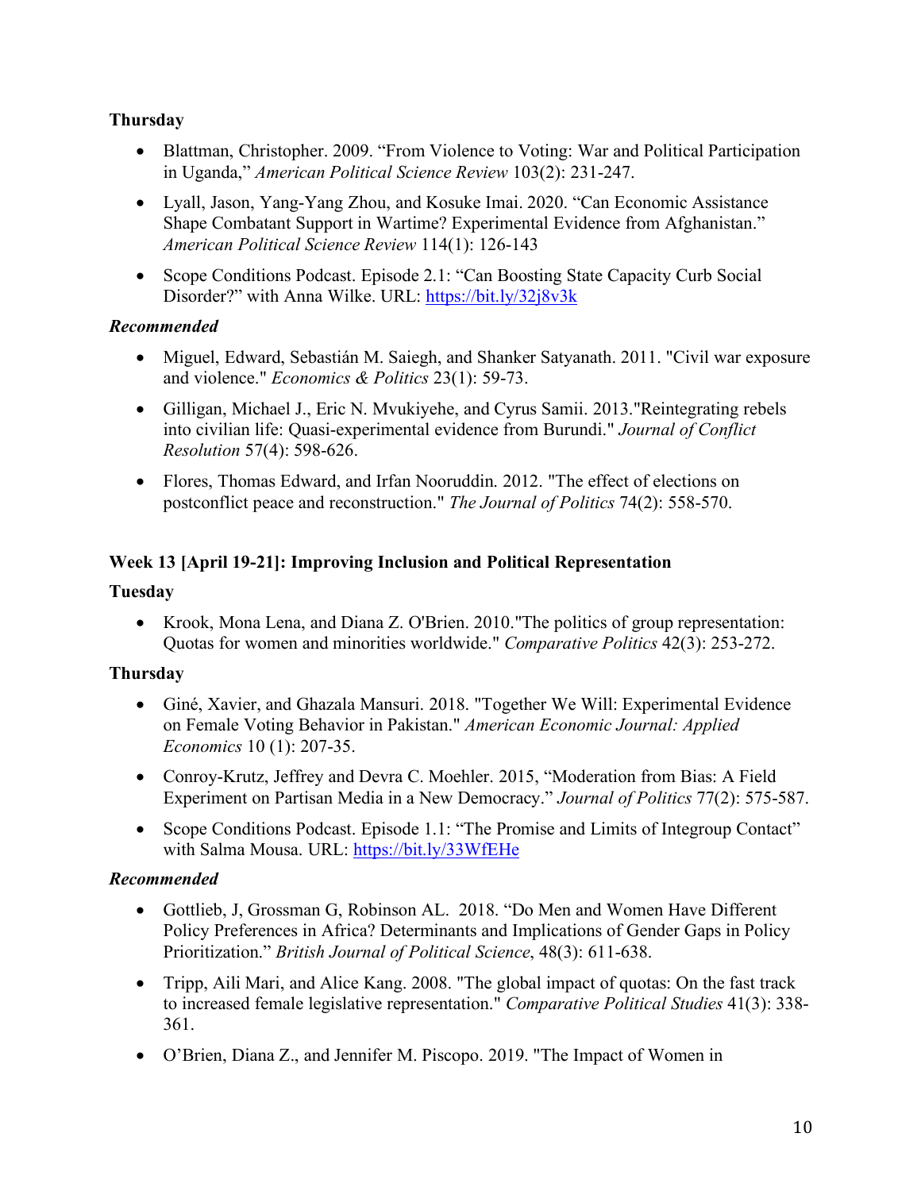**Thursday**

- Blattman, Christopher. 2009. "From Violence to Voting: War and Political Participation in Uganda," *American Political Science Review* 103(2): 231-247.
- Lyall, Jason, Yang-Yang Zhou, and Kosuke Imai. 2020. "Can Economic Assistance Shape Combatant Support in Wartime? Experimental Evidence from Afghanistan." *American Political Science Review* 114(1): 126-143
- Scope Conditions Podcast. Episode 2.1: "Can Boosting State Capacity Curb Social Disorder?" with Anna Wilke. URL: https://bit.ly/32j8v3k

***Recommended***

- Miguel, Edward, Sebastián M. Saiegh, and Shanker Satyanath. 2011. "Civil war exposure and violence." *Economics & Politics* 23(1): 59-73.
- Gilligan, Michael J., Eric N. Mvukiyehe, and Cyrus Samii. 2013."Reintegrating rebels into civilian life: Quasi-experimental evidence from Burundi." *Journal of Conflict Resolution* 57(4): 598-626.
- Flores, Thomas Edward, and Irfan Nooruddin. 2012. "The effect of elections on postconflict peace and reconstruction." *The Journal of Politics* 74(2): 558-570.

**Week 13 [April 19-21]: Improving Inclusion and Political Representation**

**Tuesday**

- Krook, Mona Lena, and Diana Z. O'Brien. 2010."The politics of group representation: Quotas for women and minorities worldwide." *Comparative Politics* 42(3): 253-272.

**Thursday**

- Giné, Xavier, and Ghazala Mansuri. 2018. "Together We Will: Experimental Evidence on Female Voting Behavior in Pakistan." *American Economic Journal: Applied Economics* 10 (1): 207-35.
- Conroy-Krutz, Jeffrey and Devra C. Moehler. 2015, "Moderation from Bias: A Field Experiment on Partisan Media in a New Democracy." *Journal of Politics* 77(2): 575-587.
- Scope Conditions Podcast. Episode 1.1: "The Promise and Limits of Integroup Contact" with Salma Mousa. URL: https://bit.ly/33WfEHe

***Recommended***

- Gottlieb, J, Grossman G, Robinson AL. 2018. "Do Men and Women Have Different Policy Preferences in Africa? Determinants and Implications of Gender Gaps in Policy Prioritization." *British Journal of Political Science*, 48(3): 611-638.
- Tripp, Aili Mari, and Alice Kang. 2008. "The global impact of quotas: On the fast track to increased female legislative representation." *Comparative Political Studies* 41(3): 338-361.
- O'Brien, Diana Z., and Jennifer M. Piscopo. 2019. "The Impact of Women in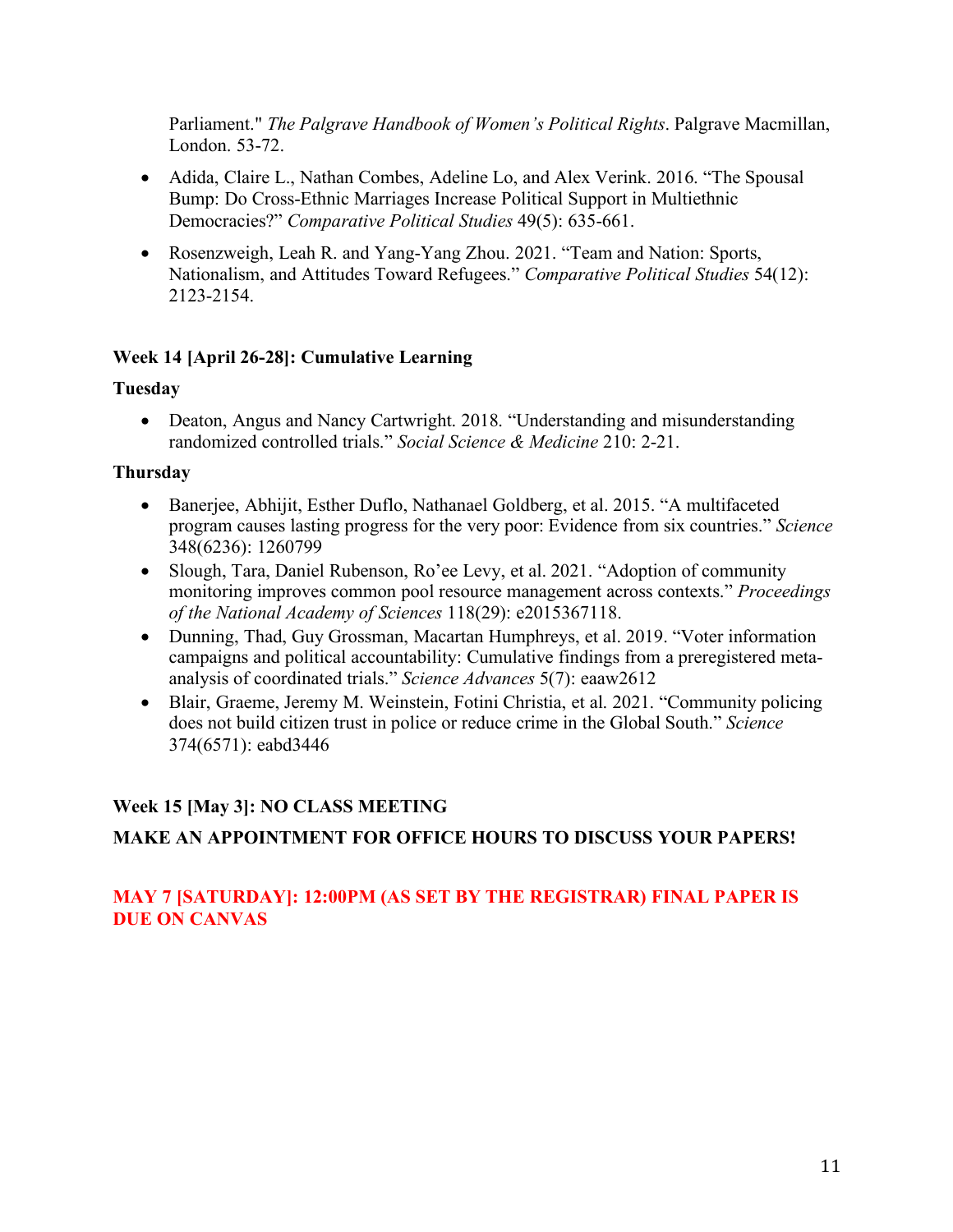Parliament." *The Palgrave Handbook of Women's Political Rights*. Palgrave Macmillan, London. 53-72.

- Adida, Claire L., Nathan Combes, Adeline Lo, and Alex Verink. 2016. "The Spousal Bump: Do Cross-Ethnic Marriages Increase Political Support in Multiethnic Democracies?" *Comparative Political Studies* 49(5): 635-661.
- Rosenzweigh, Leah R. and Yang-Yang Zhou. 2021. "Team and Nation: Sports, Nationalism, and Attitudes Toward Refugees." *Comparative Political Studies* 54(12): 2123-2154.

**Week 14 [April 26-28]: Cumulative Learning**

**Tuesday**

- Deaton, Angus and Nancy Cartwright. 2018. "Understanding and misunderstanding randomized controlled trials." *Social Science & Medicine* 210: 2-21.

**Thursday**

- Banerjee, Abhijit, Esther Duflo, Nathanael Goldberg, et al. 2015. "A multifaceted program causes lasting progress for the very poor: Evidence from six countries." *Science* 348(6236): 1260799
- Slough, Tara, Daniel Rubenson, Ro'ee Levy, et al. 2021. "Adoption of community monitoring improves common pool resource management across contexts." *Proceedings of the National Academy of Sciences* 118(29): e2015367118.
- Dunning, Thad, Guy Grossman, Macartan Humphreys, et al. 2019. "Voter information campaigns and political accountability: Cumulative findings from a preregistered meta-analysis of coordinated trials." *Science Advances* 5(7): eaaw2612
- Blair, Graeme, Jeremy M. Weinstein, Fotini Christia, et al. 2021. "Community policing does not build citizen trust in police or reduce crime in the Global South." *Science* 374(6571): eabd3446

**Week 15 [May 3]: NO CLASS MEETING**

**MAKE AN APPOINTMENT FOR OFFICE HOURS TO DISCUSS YOUR PAPERS!**

**MAY 7 [SATURDAY]: 12:00PM (AS SET BY THE REGISTRAR) FINAL PAPER IS DUE ON CANVAS**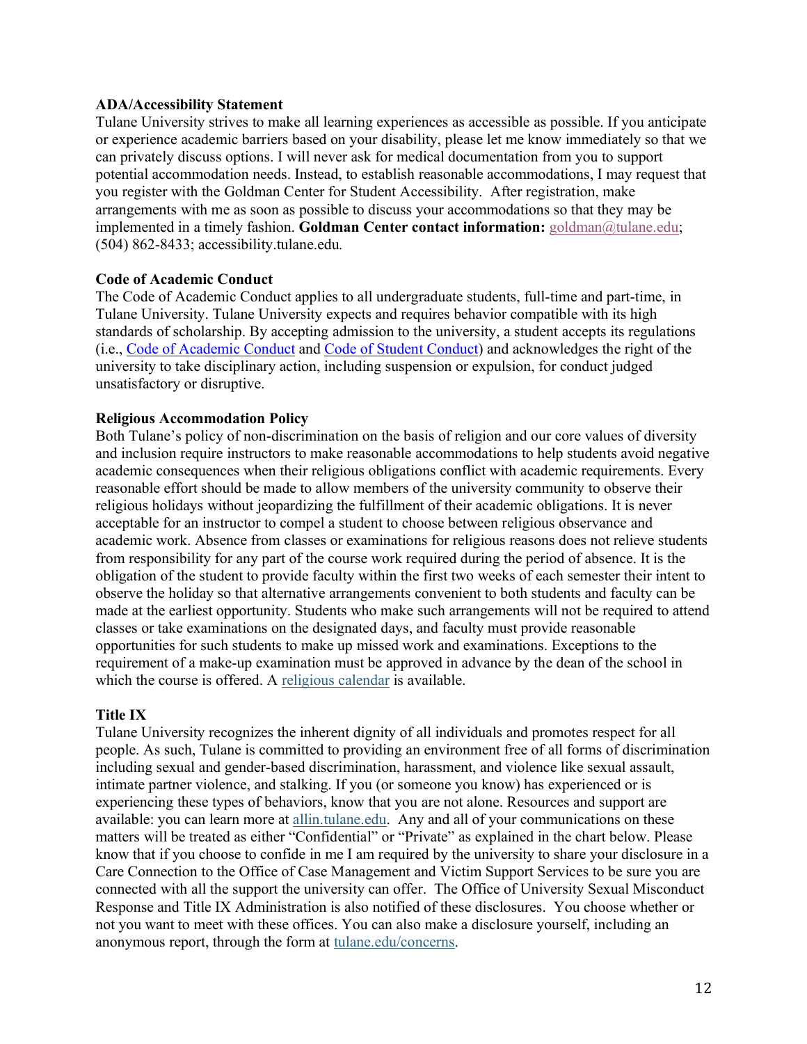**ADA/Accessibility Statement**

Tulane University strives to make all learning experiences as accessible as possible. If you anticipate or experience academic barriers based on your disability, please let me know immediately so that we can privately discuss options. I will never ask for medical documentation from you to support potential accommodation needs. Instead, to establish reasonable accommodations, I may request that you register with the Goldman Center for Student Accessibility. After registration, make arrangements with me as soon as possible to discuss your accommodations so that they may be implemented in a timely fashion. **Goldman Center contact information:** goldman@tulane.edu; (504) 862-8433; accessibility.tulane.edu.

**Code of Academic Conduct**

The Code of Academic Conduct applies to all undergraduate students, full-time and part-time, in Tulane University. Tulane University expects and requires behavior compatible with its high standards of scholarship. By accepting admission to the university, a student accepts its regulations (i.e., Code of Academic Conduct and Code of Student Conduct) and acknowledges the right of the university to take disciplinary action, including suspension or expulsion, for conduct judged unsatisfactory or disruptive.

**Religious Accommodation Policy**

Both Tulane's policy of non-discrimination on the basis of religion and our core values of diversity and inclusion require instructors to make reasonable accommodations to help students avoid negative academic consequences when their religious obligations conflict with academic requirements. Every reasonable effort should be made to allow members of the university community to observe their religious holidays without jeopardizing the fulfillment of their academic obligations. It is never acceptable for an instructor to compel a student to choose between religious observance and academic work. Absence from classes or examinations for religious reasons does not relieve students from responsibility for any part of the course work required during the period of absence. It is the obligation of the student to provide faculty within the first two weeks of each semester their intent to observe the holiday so that alternative arrangements convenient to both students and faculty can be made at the earliest opportunity. Students who make such arrangements will not be required to attend classes or take examinations on the designated days, and faculty must provide reasonable opportunities for such students to make up missed work and examinations. Exceptions to the requirement of a make-up examination must be approved in advance by the dean of the school in which the course is offered. A religious calendar is available.

**Title IX**

Tulane University recognizes the inherent dignity of all individuals and promotes respect for all people. As such, Tulane is committed to providing an environment free of all forms of discrimination including sexual and gender-based discrimination, harassment, and violence like sexual assault, intimate partner violence, and stalking. If you (or someone you know) has experienced or is experiencing these types of behaviors, know that you are not alone. Resources and support are available: you can learn more at allin.tulane.edu. Any and all of your communications on these matters will be treated as either "Confidential" or "Private" as explained in the chart below. Please know that if you choose to confide in me I am required by the university to share your disclosure in a Care Connection to the Office of Case Management and Victim Support Services to be sure you are connected with all the support the university can offer. The Office of University Sexual Misconduct Response and Title IX Administration is also notified of these disclosures. You choose whether or not you want to meet with these offices. You can also make a disclosure yourself, including an anonymous report, through the form at tulane.edu/concerns.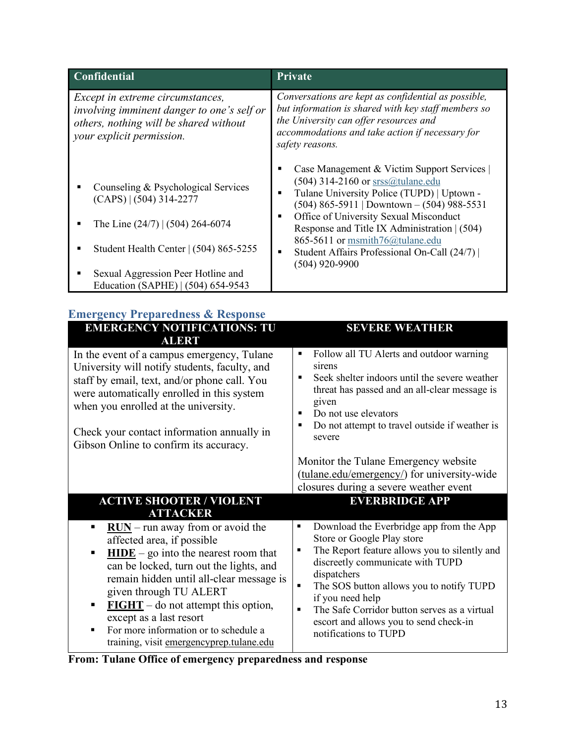| Confidential | Private |
| --- | --- |
| *Except in extreme circumstances, involving imminent danger to one's self or others, nothing will be shared without your explicit permission.*<br><br>▪ Counseling & Psychological Services (CAPS) \| (504) 314-2277<br>▪ The Line (24/7) \| (504) 264-6074<br>▪ Student Health Center \| (504) 865-5255<br>▪ Sexual Aggression Peer Hotline and Education (SAPHE) \| (504) 654-9543 | *Conversations are kept as confidential as possible, but information is shared with key staff members so the University can offer resources and accommodations and take action if necessary for safety reasons.*<br><br>▪ Case Management & Victim Support Services \| (504) 314-2160 or srss@tulane.edu<br>▪ Tulane University Police (TUPD) \| Uptown - (504) 865-5911 \| Downtown – (504) 988-5531<br>▪ Office of University Sexual Misconduct Response and Title IX Administration \| (504) 865-5611 or msmith76@tulane.edu<br>▪ Student Affairs Professional On-Call (24/7) \| (504) 920-9900 |

## Emergency Preparedness & Response

| EMERGENCY NOTIFICATIONS: TU ALERT | SEVERE WEATHER |
| --- | --- |
| In the event of a campus emergency, Tulane University will notify students, faculty, and staff by email, text, and/or phone call. You were automatically enrolled in this system when you enrolled at the university.<br><br>Check your contact information annually in Gibson Online to confirm its accuracy. | ▪ Follow all TU Alerts and outdoor warning sirens<br>▪ Seek shelter indoors until the severe weather threat has passed and an all-clear message is given<br>▪ Do not use elevators<br>▪ Do not attempt to travel outside if weather is severe<br><br>Monitor the Tulane Emergency website (tulane.edu/emergency/) for university-wide closures during a severe weather event |
| **ACTIVE SHOOTER / VIOLENT ATTACKER** | **EVERBRIDGE APP** |
| ▪ **RUN** – run away from or avoid the affected area, if possible<br>▪ **HIDE** – go into the nearest room that can be locked, turn out the lights, and remain hidden until all-clear message is given through TU ALERT<br>▪ **FIGHT** – do not attempt this option, except as a last resort<br>▪ For more information or to schedule a training, visit emergencyprep.tulane.edu | ▪ Download the Everbridge app from the App Store or Google Play store<br>▪ The Report feature allows you to silently and discreetly communicate with TUPD dispatchers<br>▪ The SOS button allows you to notify TUPD if you need help<br>▪ The Safe Corridor button serves as a virtual escort and allows you to send check-in notifications to TUPD |

**From: Tulane Office of emergency preparedness and response**